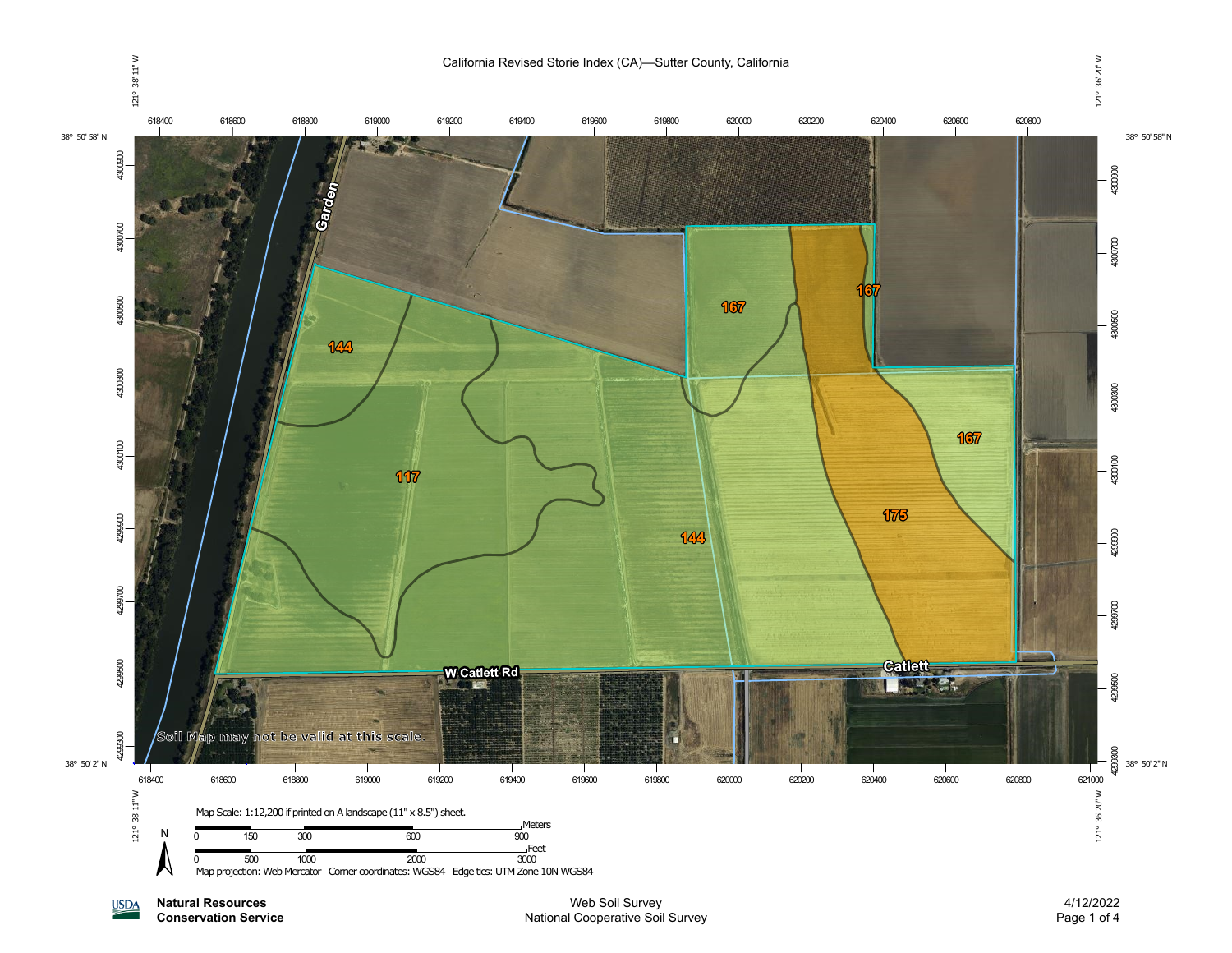# California Revised Storie Index (CA)—Sutter County, California

121° 38' 11" W — 121° 36' 20" W

38° 50' 58" N — 38° 50' 2" N

Map unit labels: 144, 167, 167, 167, 117, 144, 175

Roads: Garden, W Catlett Rd, Catlett

Soil Map may not be valid at this scale.

Map Scale: 1:12,200 if printed on A landscape (11" x 8.5") sheet.

Meters: 0, 150, 300, 600, 900

Feet: 0, 500, 1000, 2000, 3000

Map projection: Web Mercator Corner coordinates: WGS84 Edge tics: UTM Zone 10N WGS84

**Natural Resources Conservation Service**

Web Soil Survey
National Cooperative Soil Survey

4/12/2022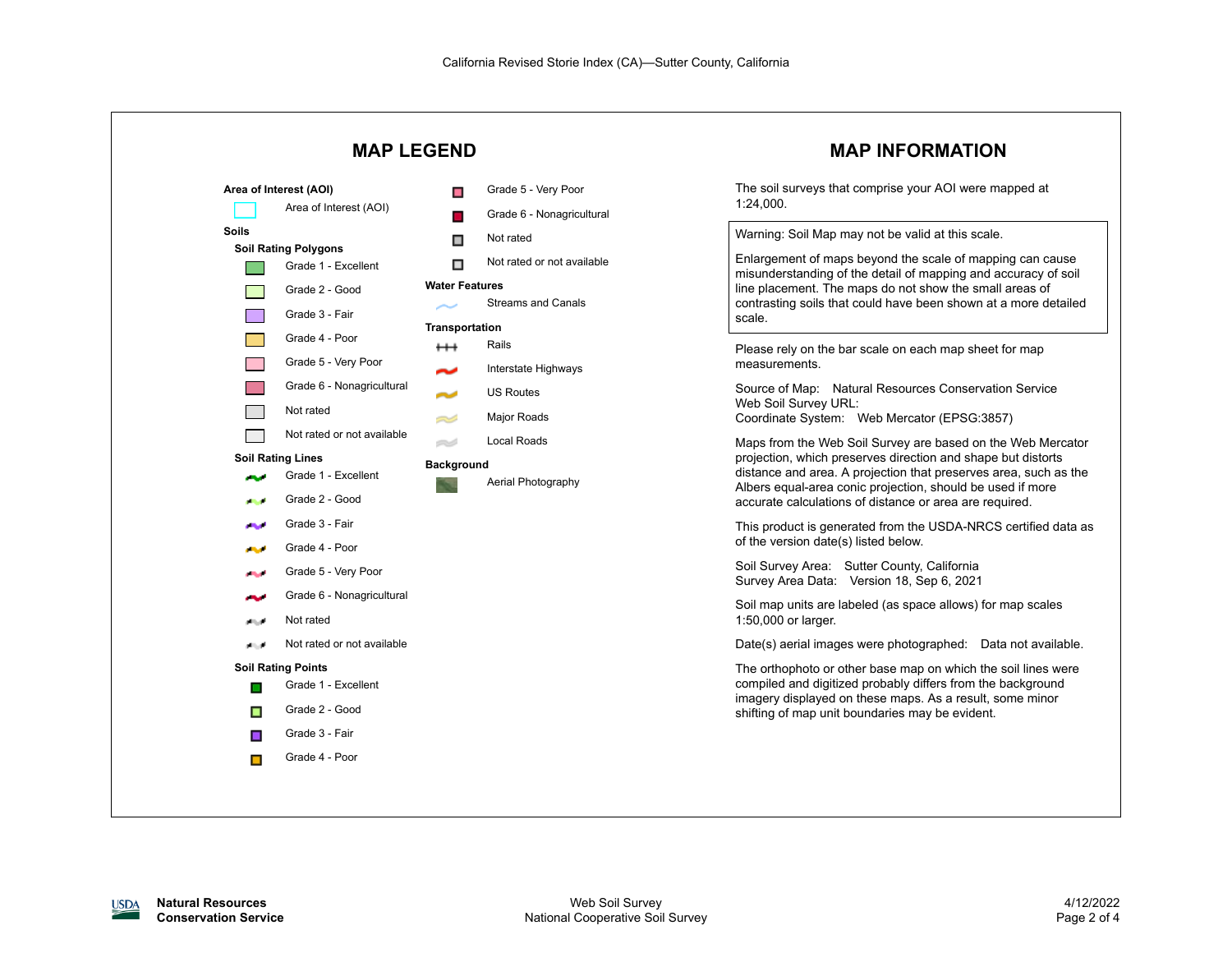California Revised Storie Index (CA)—Sutter County, California

## MAP LEGEND

**Area of Interest (AOI)**

- Area of Interest (AOI)

**Soils**

**Soil Rating Polygons**

- Grade 1 - Excellent
- Grade 2 - Good
- Grade 3 - Fair
- Grade 4 - Poor
- Grade 5 - Very Poor
- Grade 6 - Nonagricultural
- Not rated
- Not rated or not available

**Soil Rating Lines**

- Grade 1 - Excellent
- Grade 2 - Good
- Grade 3 - Fair
- Grade 4 - Poor
- Grade 5 - Very Poor
- Grade 6 - Nonagricultural
- Not rated
- Not rated or not available

**Soil Rating Points**

- Grade 1 - Excellent
- Grade 2 - Good
- Grade 3 - Fair
- Grade 4 - Poor
- Grade 5 - Very Poor
- Grade 6 - Nonagricultural
- Not rated
- Not rated or not available

**Water Features**

- Streams and Canals

**Transportation**

- Rails
- Interstate Highways
- US Routes
- Major Roads
- Local Roads

**Background**

- Aerial Photography

## MAP INFORMATION

The soil surveys that comprise your AOI were mapped at 1:24,000.

Warning: Soil Map may not be valid at this scale.

Enlargement of maps beyond the scale of mapping can cause misunderstanding of the detail of mapping and accuracy of soil line placement. The maps do not show the small areas of contrasting soils that could have been shown at a more detailed scale.

Please rely on the bar scale on each map sheet for map measurements.

Source of Map: Natural Resources Conservation Service
Web Soil Survey URL:
Coordinate System: Web Mercator (EPSG:3857)

Maps from the Web Soil Survey are based on the Web Mercator projection, which preserves direction and shape but distorts distance and area. A projection that preserves area, such as the Albers equal-area conic projection, should be used if more accurate calculations of distance or area are required.

This product is generated from the USDA-NRCS certified data as of the version date(s) listed below.

Soil Survey Area: Sutter County, California
Survey Area Data: Version 18, Sep 6, 2021

Soil map units are labeled (as space allows) for map scales 1:50,000 or larger.

Date(s) aerial images were photographed: Data not available.

The orthophoto or other base map on which the soil lines were compiled and digitized probably differs from the background imagery displayed on these maps. As a result, some minor shifting of map unit boundaries may be evident.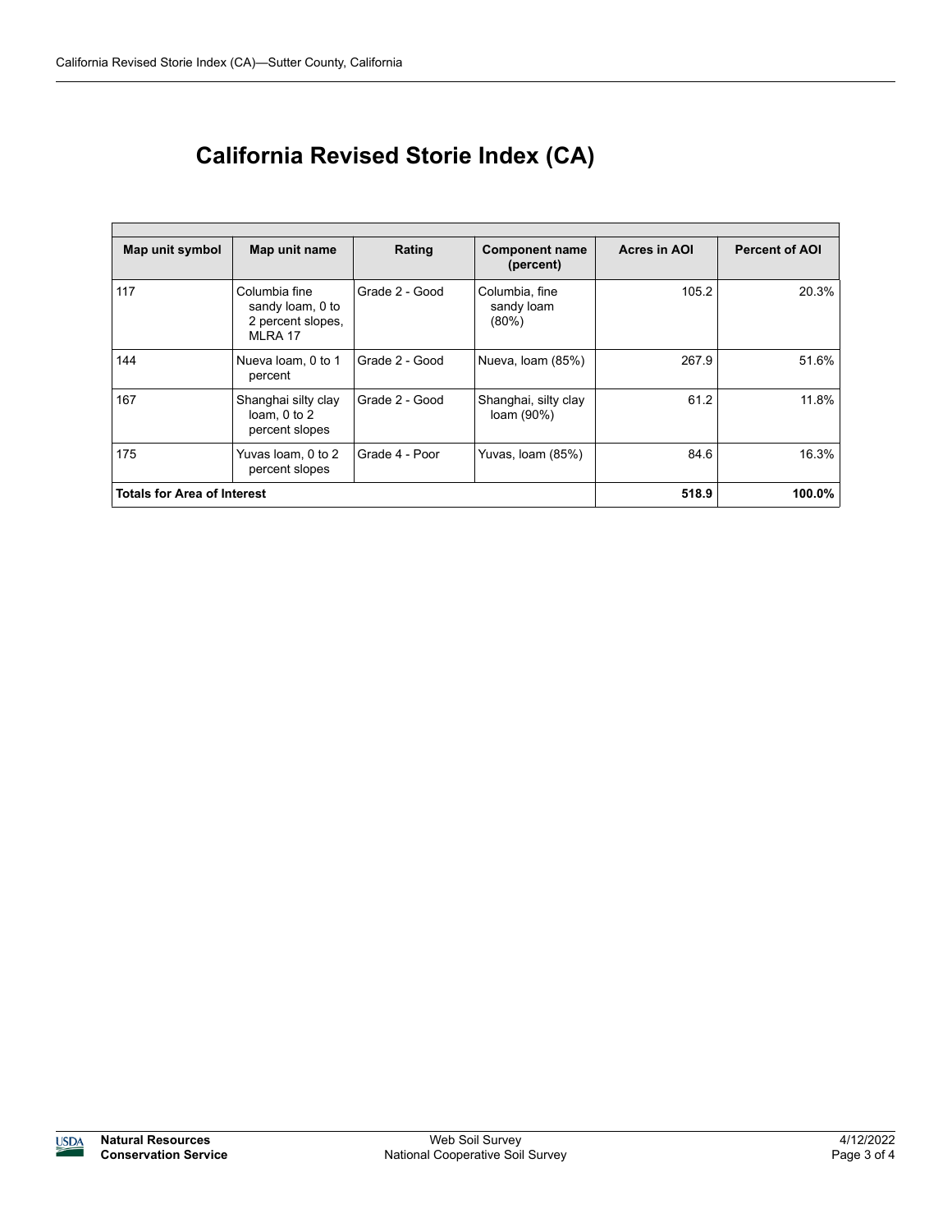# California Revised Storie Index (CA)

| Map unit symbol | Map unit name | Rating | Component name (percent) | Acres in AOI | Percent of AOI |
|---|---|---|---|---|---|
| 117 | Columbia fine sandy loam, 0 to 2 percent slopes, MLRA 17 | Grade 2 - Good | Columbia, fine sandy loam (80%) | 105.2 | 20.3% |
| 144 | Nueva loam, 0 to 1 percent | Grade 2 - Good | Nueva, loam (85%) | 267.9 | 51.6% |
| 167 | Shanghai silty clay loam, 0 to 2 percent slopes | Grade 2 - Good | Shanghai, silty clay loam (90%) | 61.2 | 11.8% |
| 175 | Yuvas loam, 0 to 2 percent slopes | Grade 4 - Poor | Yuvas, loam (85%) | 84.6 | 16.3% |
| **Totals for Area of Interest** | | | | **518.9** | **100.0%** |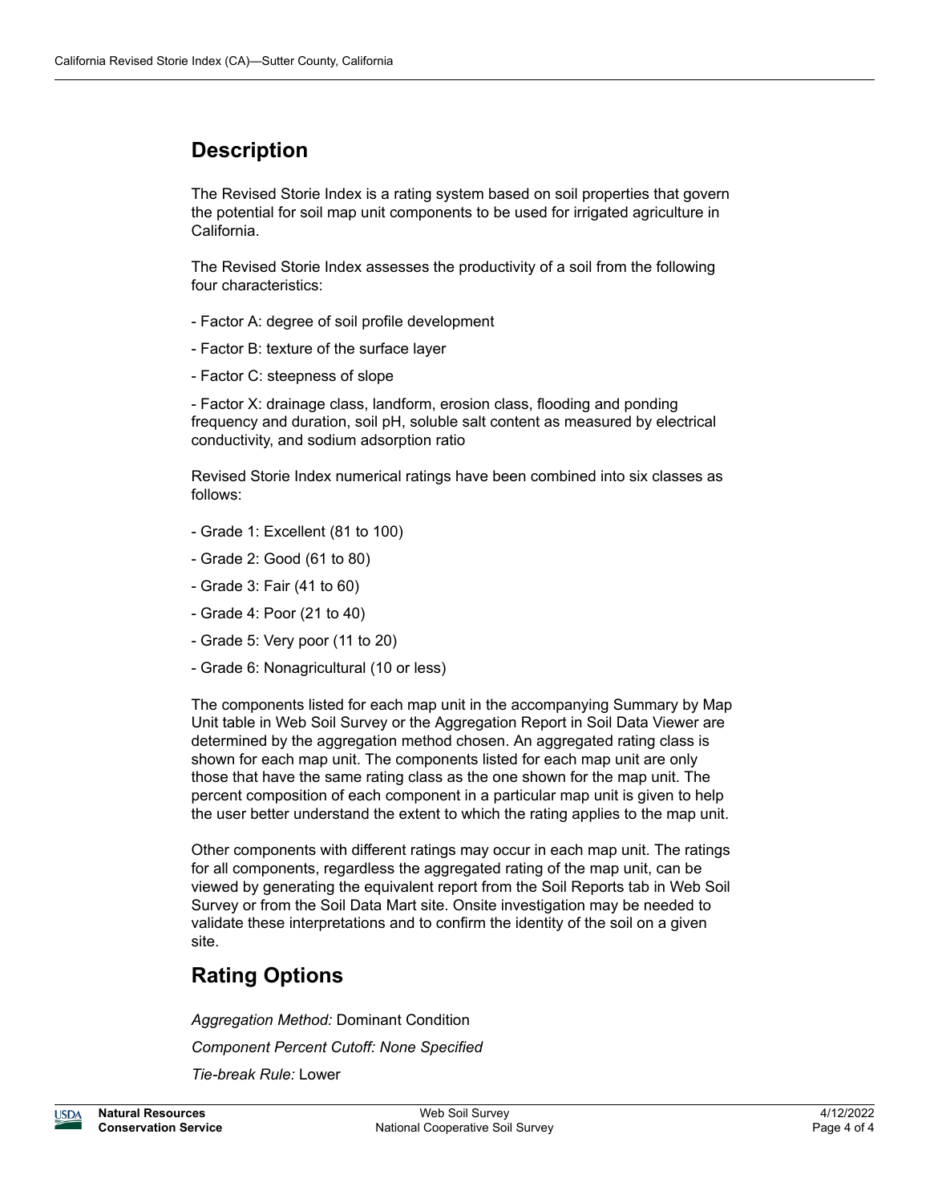## Description

The Revised Storie Index is a rating system based on soil properties that govern the potential for soil map unit components to be used for irrigated agriculture in California.

The Revised Storie Index assesses the productivity of a soil from the following four characteristics:

- Factor A: degree of soil profile development
- Factor B: texture of the surface layer
- Factor C: steepness of slope
- Factor X: drainage class, landform, erosion class, flooding and ponding frequency and duration, soil pH, soluble salt content as measured by electrical conductivity, and sodium adsorption ratio

Revised Storie Index numerical ratings have been combined into six classes as follows:

- Grade 1: Excellent (81 to 100)
- Grade 2: Good (61 to 80)
- Grade 3: Fair (41 to 60)
- Grade 4: Poor (21 to 40)
- Grade 5: Very poor (11 to 20)
- Grade 6: Nonagricultural (10 or less)

The components listed for each map unit in the accompanying Summary by Map Unit table in Web Soil Survey or the Aggregation Report in Soil Data Viewer are determined by the aggregation method chosen. An aggregated rating class is shown for each map unit. The components listed for each map unit are only those that have the same rating class as the one shown for the map unit. The percent composition of each component in a particular map unit is given to help the user better understand the extent to which the rating applies to the map unit.

Other components with different ratings may occur in each map unit. The ratings for all components, regardless the aggregated rating of the map unit, can be viewed by generating the equivalent report from the Soil Reports tab in Web Soil Survey or from the Soil Data Mart site. Onsite investigation may be needed to validate these interpretations and to confirm the identity of the soil on a given site.

## Rating Options

*Aggregation Method:* Dominant Condition

*Component Percent Cutoff: None Specified*

*Tie-break Rule:* Lower